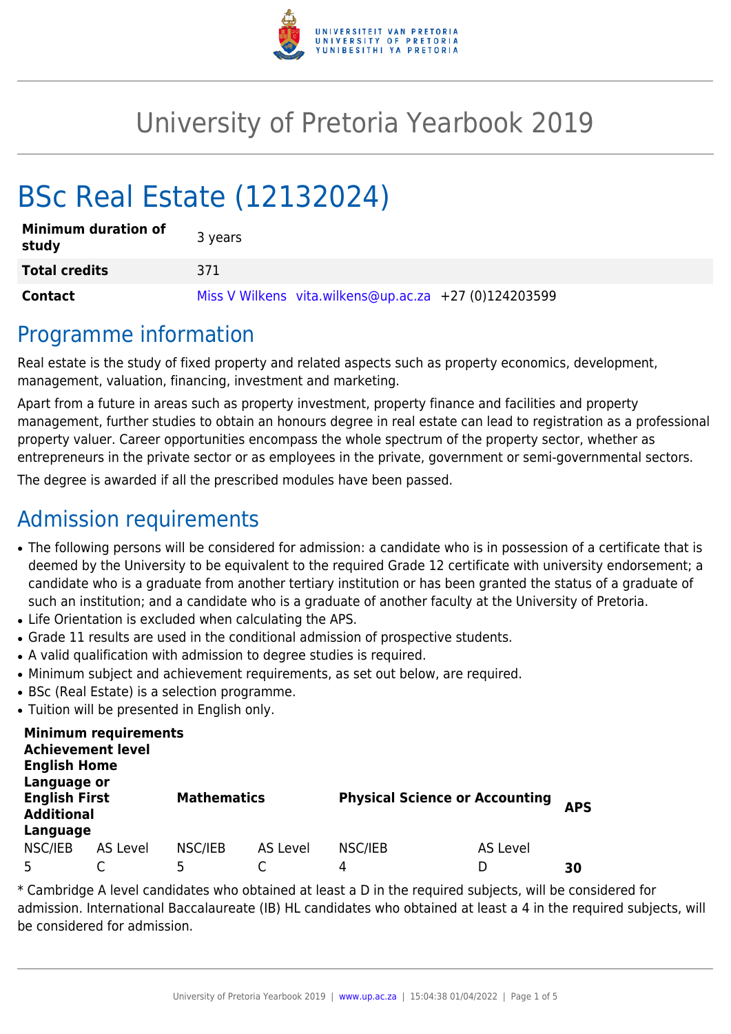# University of Pretoria Yearbook 2019

# BSc Real Estate (12132024)

| | |
|---|---|
| **Minimum duration of study** | 3 years |
| **Total credits** | 371 |
| **Contact** | Miss V Wilkens vita.wilkens@up.ac.za +27 (0)124203599 |

## Programme information

Real estate is the study of fixed property and related aspects such as property economics, development, management, valuation, financing, investment and marketing.

Apart from a future in areas such as property investment, property finance and facilities and property management, further studies to obtain an honours degree in real estate can lead to registration as a professional property valuer. Career opportunities encompass the whole spectrum of the property sector, whether as entrepreneurs in the private sector or as employees in the private, government or semi-governmental sectors.

The degree is awarded if all the prescribed modules have been passed.

## Admission requirements

- The following persons will be considered for admission: a candidate who is in possession of a certificate that is deemed by the University to be equivalent to the required Grade 12 certificate with university endorsement; a candidate who is a graduate from another tertiary institution or has been granted the status of a graduate of such an institution; and a candidate who is a graduate of another faculty at the University of Pretoria.
- Life Orientation is excluded when calculating the APS.
- Grade 11 results are used in the conditional admission of prospective students.
- A valid qualification with admission to degree studies is required.
- Minimum subject and achievement requirements, as set out below, are required.
- BSc (Real Estate) is a selection programme.
- Tuition will be presented in English only.

| **Minimum requirements Achievement level English Home Language or English First Additional Language** | | **Mathematics** | | **Physical Science or Accounting** | | **APS** |
|---|---|---|---|---|---|---|
| NSC/IEB | AS Level | NSC/IEB | AS Level | NSC/IEB | AS Level | |
| 5 | C | 5 | C | 4 | D | **30** |

* Cambridge A level candidates who obtained at least a D in the required subjects, will be considered for admission. International Baccalaureate (IB) HL candidates who obtained at least a 4 in the required subjects, will be considered for admission.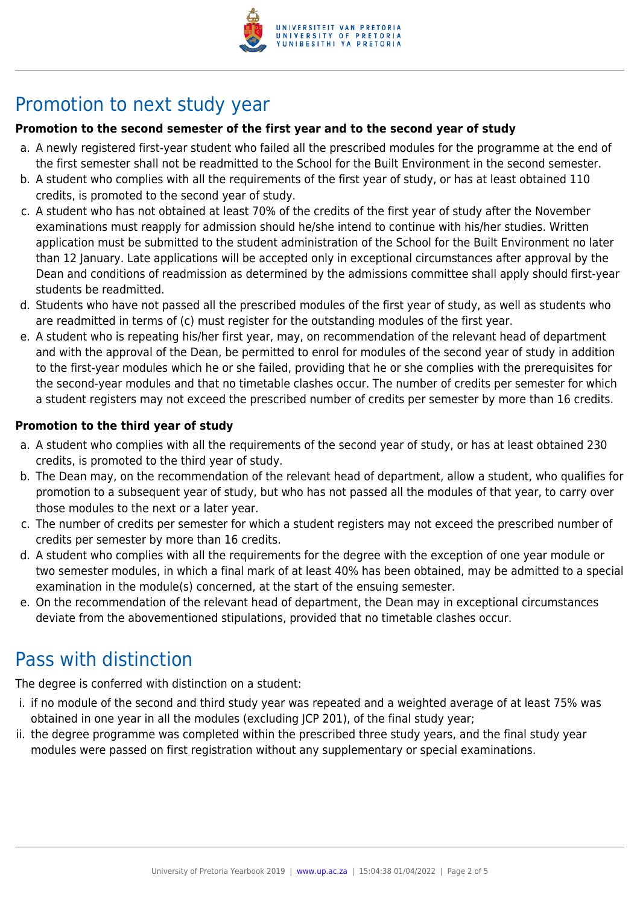## Promotion to next study year

**Promotion to the second semester of the first year and to the second year of study**

a. A newly registered first-year student who failed all the prescribed modules for the programme at the end of the first semester shall not be readmitted to the School for the Built Environment in the second semester.
b. A student who complies with all the requirements of the first year of study, or has at least obtained 110 credits, is promoted to the second year of study.
c. A student who has not obtained at least 70% of the credits of the first year of study after the November examinations must reapply for admission should he/she intend to continue with his/her studies. Written application must be submitted to the student administration of the School for the Built Environment no later than 12 January. Late applications will be accepted only in exceptional circumstances after approval by the Dean and conditions of readmission as determined by the admissions committee shall apply should first-year students be readmitted.
d. Students who have not passed all the prescribed modules of the first year of study, as well as students who are readmitted in terms of (c) must register for the outstanding modules of the first year.
e. A student who is repeating his/her first year, may, on recommendation of the relevant head of department and with the approval of the Dean, be permitted to enrol for modules of the second year of study in addition to the first-year modules which he or she failed, providing that he or she complies with the prerequisites for the second-year modules and that no timetable clashes occur. The number of credits per semester for which a student registers may not exceed the prescribed number of credits per semester by more than 16 credits.

**Promotion to the third year of study**

a. A student who complies with all the requirements of the second year of study, or has at least obtained 230 credits, is promoted to the third year of study.
b. The Dean may, on the recommendation of the relevant head of department, allow a student, who qualifies for promotion to a subsequent year of study, but who has not passed all the modules of that year, to carry over those modules to the next or a later year.
c. The number of credits per semester for which a student registers may not exceed the prescribed number of credits per semester by more than 16 credits.
d. A student who complies with all the requirements for the degree with the exception of one year module or two semester modules, in which a final mark of at least 40% has been obtained, may be admitted to a special examination in the module(s) concerned, at the start of the ensuing semester.
e. On the recommendation of the relevant head of department, the Dean may in exceptional circumstances deviate from the abovementioned stipulations, provided that no timetable clashes occur.

## Pass with distinction

The degree is conferred with distinction on a student:

i. if no module of the second and third study year was repeated and a weighted average of at least 75% was obtained in one year in all the modules (excluding JCP 201), of the final study year;
ii. the degree programme was completed within the prescribed three study years, and the final study year modules were passed on first registration without any supplementary or special examinations.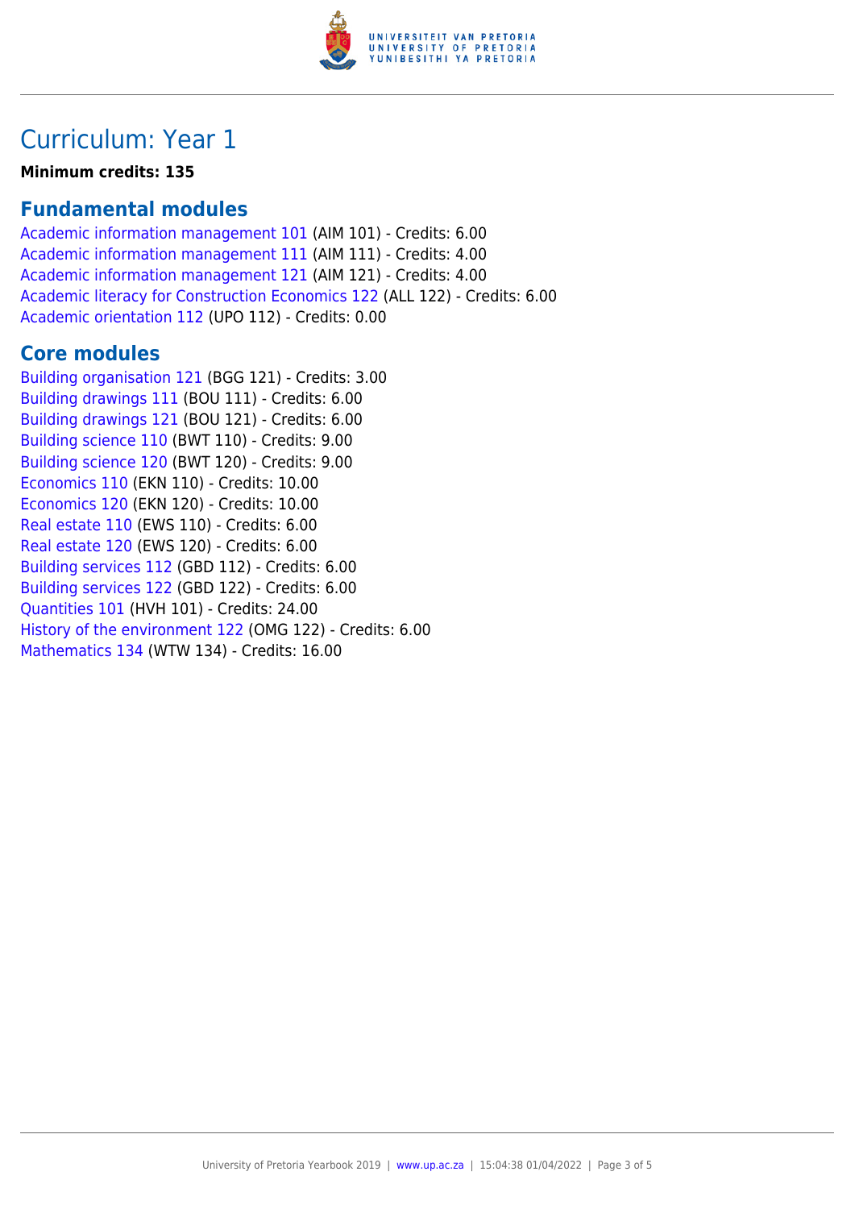# Curriculum: Year 1

**Minimum credits: 135**

## Fundamental modules

Academic information management 101 (AIM 101) - Credits: 6.00
Academic information management 111 (AIM 111) - Credits: 4.00
Academic information management 121 (AIM 121) - Credits: 4.00
Academic literacy for Construction Economics 122 (ALL 122) - Credits: 6.00
Academic orientation 112 (UPO 112) - Credits: 0.00

## Core modules

Building organisation 121 (BGG 121) - Credits: 3.00
Building drawings 111 (BOU 111) - Credits: 6.00
Building drawings 121 (BOU 121) - Credits: 6.00
Building science 110 (BWT 110) - Credits: 9.00
Building science 120 (BWT 120) - Credits: 9.00
Economics 110 (EKN 110) - Credits: 10.00
Economics 120 (EKN 120) - Credits: 10.00
Real estate 110 (EWS 110) - Credits: 6.00
Real estate 120 (EWS 120) - Credits: 6.00
Building services 112 (GBD 112) - Credits: 6.00
Building services 122 (GBD 122) - Credits: 6.00
Quantities 101 (HVH 101) - Credits: 24.00
History of the environment 122 (OMG 122) - Credits: 6.00
Mathematics 134 (WTW 134) - Credits: 16.00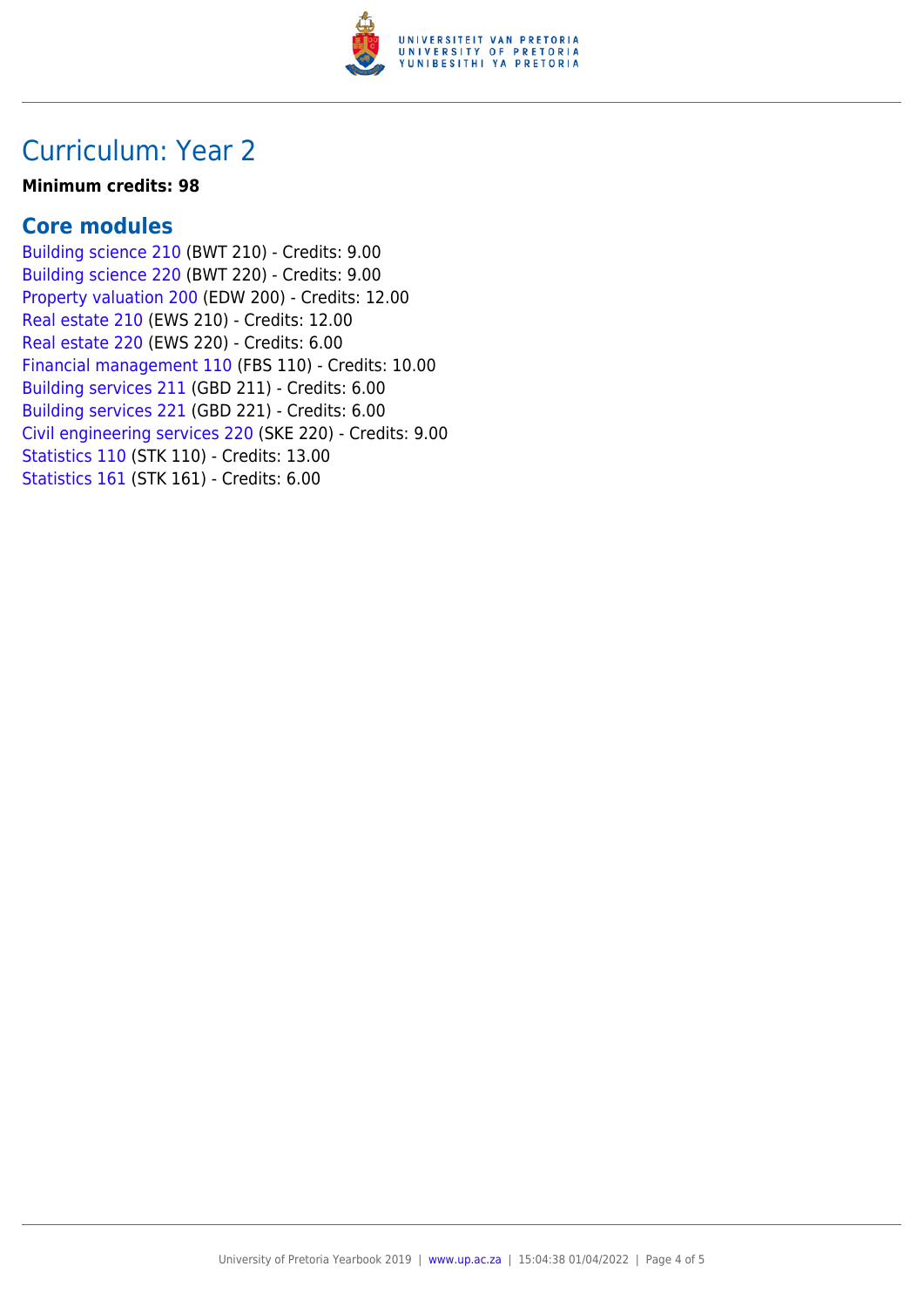# Curriculum: Year 2

**Minimum credits: 98**

## Core modules

Building science 210 (BWT 210) - Credits: 9.00
Building science 220 (BWT 220) - Credits: 9.00
Property valuation 200 (EDW 200) - Credits: 12.00
Real estate 210 (EWS 210) - Credits: 12.00
Real estate 220 (EWS 220) - Credits: 6.00
Financial management 110 (FBS 110) - Credits: 10.00
Building services 211 (GBD 211) - Credits: 6.00
Building services 221 (GBD 221) - Credits: 6.00
Civil engineering services 220 (SKE 220) - Credits: 9.00
Statistics 110 (STK 110) - Credits: 13.00
Statistics 161 (STK 161) - Credits: 6.00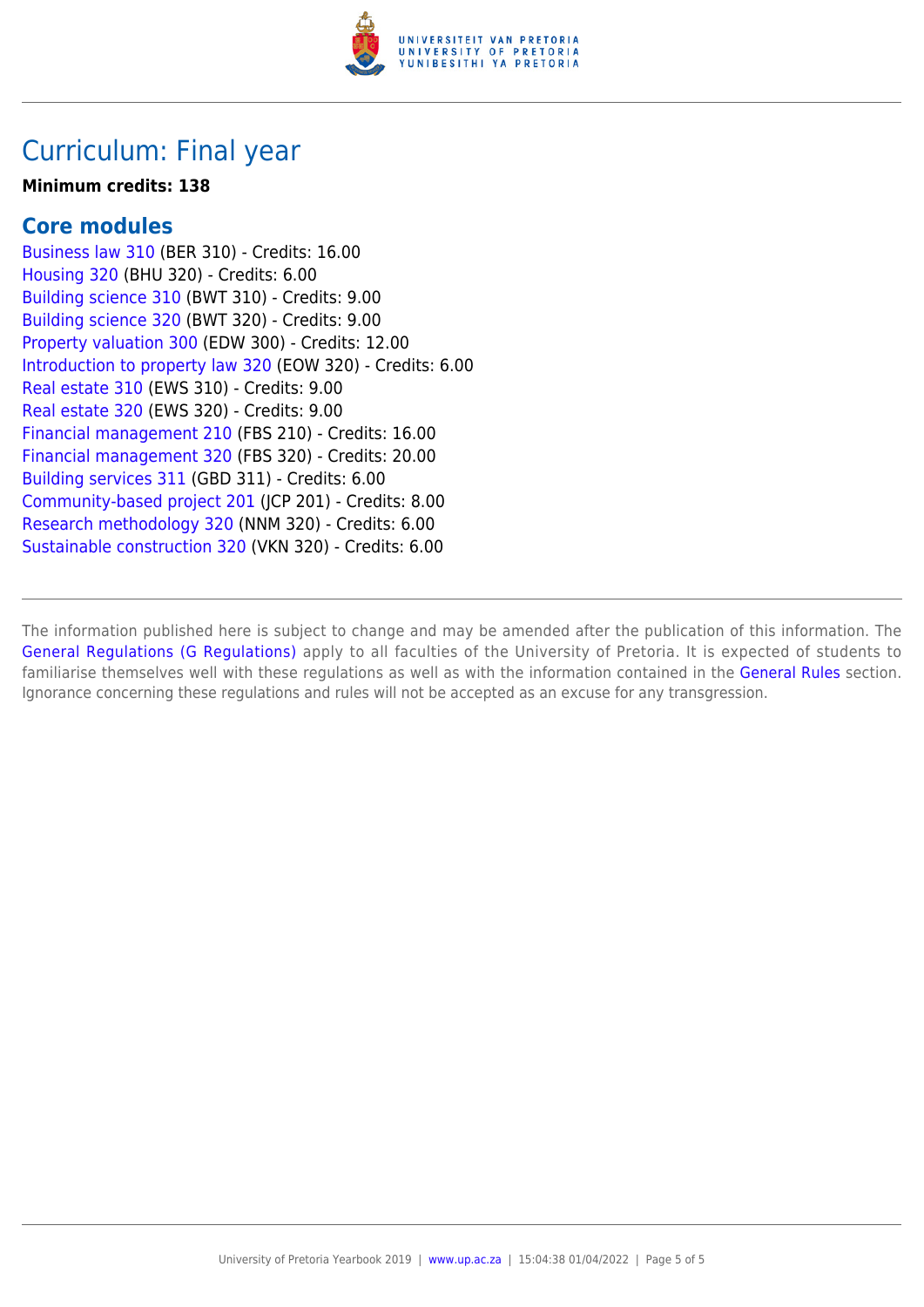## Curriculum: Final year

**Minimum credits: 138**

### Core modules

Business law 310 (BER 310) - Credits: 16.00
Housing 320 (BHU 320) - Credits: 6.00
Building science 310 (BWT 310) - Credits: 9.00
Building science 320 (BWT 320) - Credits: 9.00
Property valuation 300 (EDW 300) - Credits: 12.00
Introduction to property law 320 (EOW 320) - Credits: 6.00
Real estate 310 (EWS 310) - Credits: 9.00
Real estate 320 (EWS 320) - Credits: 9.00
Financial management 210 (FBS 210) - Credits: 16.00
Financial management 320 (FBS 320) - Credits: 20.00
Building services 311 (GBD 311) - Credits: 6.00
Community-based project 201 (JCP 201) - Credits: 8.00
Research methodology 320 (NNM 320) - Credits: 6.00
Sustainable construction 320 (VKN 320) - Credits: 6.00

---

The information published here is subject to change and may be amended after the publication of this information. The General Regulations (G Regulations) apply to all faculties of the University of Pretoria. It is expected of students to familiarise themselves well with these regulations as well as with the information contained in the General Rules section. Ignorance concerning these regulations and rules will not be accepted as an excuse for any transgression.